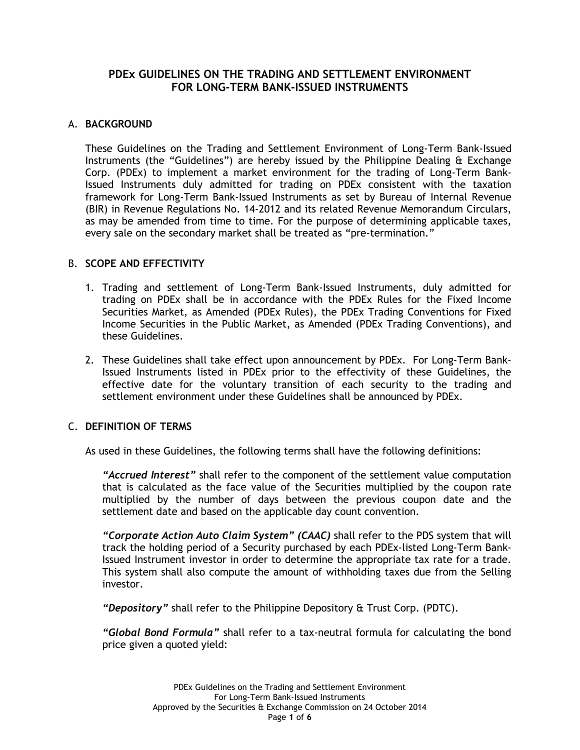# PDEx GUIDELINES ON THE TRADING AND SETTLEMENT ENVIRONMENT FOR LONG-TERM BANK-ISSUED INSTRUMENTS

## A. BACKGROUND

These Guidelines on the Trading and Settlement Environment of Long-Term Bank-Issued Instruments (the "Guidelines") are hereby issued by the Philippine Dealing & Exchange Corp. (PDEx) to implement a market environment for the trading of Long-Term Bank-Issued Instruments duly admitted for trading on PDEx consistent with the taxation framework for Long-Term Bank-Issued Instruments as set by Bureau of Internal Revenue (BIR) in Revenue Regulations No. 14-2012 and its related Revenue Memorandum Circulars, as may be amended from time to time. For the purpose of determining applicable taxes, every sale on the secondary market shall be treated as "pre-termination."

## B. SCOPE AND EFFECTIVITY

1. Trading and settlement of Long-Term Bank-Issued Instruments, duly admitted for trading on PDEx shall be in accordance with the PDEx Rules for the Fixed Income Securities Market, as Amended (PDEx Rules), the PDEx Trading Conventions for Fixed Income Securities in the Public Market, as Amended (PDEx Trading Conventions), and these Guidelines.

2. These Guidelines shall take effect upon announcement by PDEx. For Long-Term Bank-Issued Instruments listed in PDEx prior to the effectivity of these Guidelines, the effective date for the voluntary transition of each security to the trading and settlement environment under these Guidelines shall be announced by PDEx.

## C. DEFINITION OF TERMS

As used in these Guidelines, the following terms shall have the following definitions:

***"Accrued Interest"*** shall refer to the component of the settlement value computation that is calculated as the face value of the Securities multiplied by the coupon rate multiplied by the number of days between the previous coupon date and the settlement date and based on the applicable day count convention.

***"Corporate Action Auto Claim System" (CAAC)*** shall refer to the PDS system that will track the holding period of a Security purchased by each PDEx-listed Long-Term Bank-Issued Instrument investor in order to determine the appropriate tax rate for a trade. This system shall also compute the amount of withholding taxes due from the Selling investor.

***"Depository"*** shall refer to the Philippine Depository & Trust Corp. (PDTC).

***"Global Bond Formula"*** shall refer to a tax-neutral formula for calculating the bond price given a quoted yield: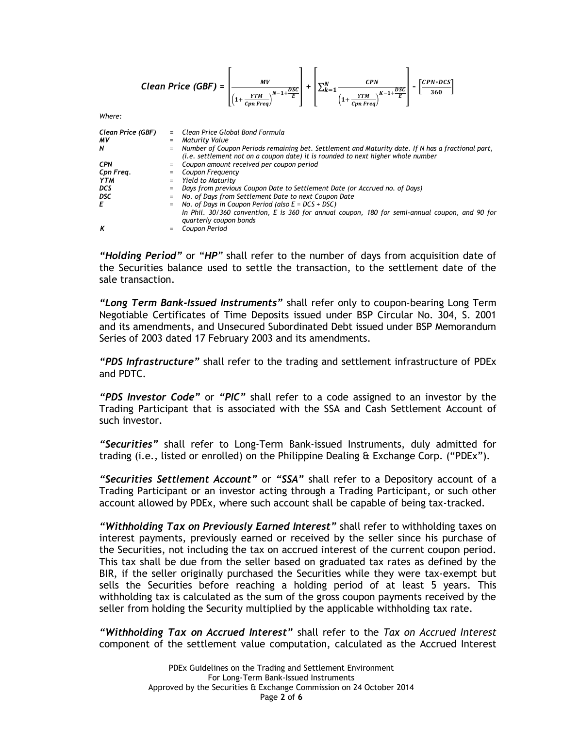$$\textbf{Clean Price (GBF)} = \left[\frac{MV}{\left(1+\frac{YTM}{Cpn\ Freq}\right)^{N-1+\frac{DSC}{E}}}\right] + \left[\sum_{k=1}^{N}\frac{CPN}{\left(1+\frac{YTM}{Cpn\ Freq}\right)^{K-1+\frac{DSC}{E}}}\right] - \left[\frac{CPN*DCS}{360}\right]$$

*Where:*

| | | |
|---|---|---|
| ***Clean Price (GBF)*** | = | *Clean Price Global Bond Formula* |
| ***MV*** | = | *Maturity Value* |
| ***N*** | = | *Number of Coupon Periods remaining bet. Settlement and Maturity date. If N has a fractional part, (i.e. settlement not on a coupon date) it is rounded to next higher whole number* |
| ***CPN*** | = | *Coupon amount received per coupon period* |
| ***Cpn Freq.*** | = | *Coupon Frequency* |
| ***YTM*** | = | *Yield to Maturity* |
| ***DCS*** | = | *Days from previous Coupon Date to Settlement Date (or Accrued no. of Days)* |
| ***DSC*** | = | *No. of Days from Settlement Date to next Coupon Date* |
| ***E*** | = | *No. of Days in Coupon Period (also E = DCS + DSC)* *In Phil. 30/360 convention, E is 360 for annual coupon, 180 for semi-annual coupon, and 90 for quarterly coupon bonds* |
| ***K*** | = | *Coupon Period* |

***"Holding Period"*** or "***HP***" shall refer to the number of days from acquisition date of the Securities balance used to settle the transaction, to the settlement date of the sale transaction.

***"Long Term Bank-Issued Instruments"*** shall refer only to coupon-bearing Long Term Negotiable Certificates of Time Deposits issued under BSP Circular No. 304, S. 2001 and its amendments, and Unsecured Subordinated Debt issued under BSP Memorandum Series of 2003 dated 17 February 2003 and its amendments.

***"PDS Infrastructure"*** shall refer to the trading and settlement infrastructure of PDEx and PDTC.

***"PDS Investor Code"*** or ***"PIC"*** shall refer to a code assigned to an investor by the Trading Participant that is associated with the SSA and Cash Settlement Account of such investor.

***"Securities"*** shall refer to Long-Term Bank-issued Instruments, duly admitted for trading (i.e., listed or enrolled) on the Philippine Dealing & Exchange Corp. ("PDEx").

***"Securities Settlement Account"*** or ***"SSA"*** shall refer to a Depository account of a Trading Participant or an investor acting through a Trading Participant, or such other account allowed by PDEx, where such account shall be capable of being tax-tracked.

***"Withholding Tax on Previously Earned Interest"*** shall refer to withholding taxes on interest payments, previously earned or received by the seller since his purchase of the Securities, not including the tax on accrued interest of the current coupon period. This tax shall be due from the seller based on graduated tax rates as defined by the BIR, if the seller originally purchased the Securities while they were tax-exempt but sells the Securities before reaching a holding period of at least 5 years. This withholding tax is calculated as the sum of the gross coupon payments received by the seller from holding the Security multiplied by the applicable withholding tax rate.

***"Withholding Tax on Accrued Interest"*** shall refer to the *Tax on Accrued Interest* component of the settlement value computation, calculated as the Accrued Interest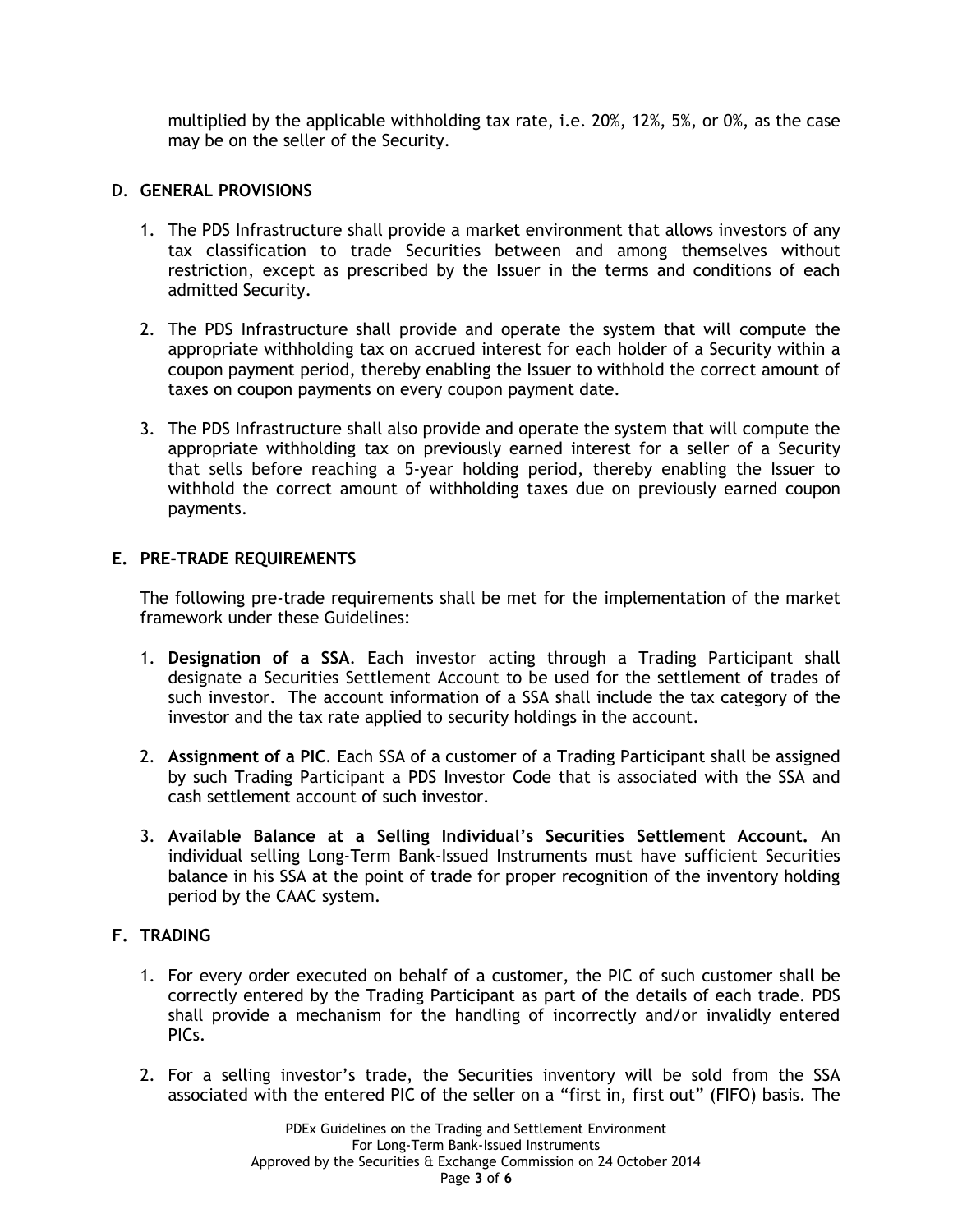multiplied by the applicable withholding tax rate, i.e. 20%, 12%, 5%, or 0%, as the case may be on the seller of the Security.

## D. GENERAL PROVISIONS

1. The PDS Infrastructure shall provide a market environment that allows investors of any tax classification to trade Securities between and among themselves without restriction, except as prescribed by the Issuer in the terms and conditions of each admitted Security.

2. The PDS Infrastructure shall provide and operate the system that will compute the appropriate withholding tax on accrued interest for each holder of a Security within a coupon payment period, thereby enabling the Issuer to withhold the correct amount of taxes on coupon payments on every coupon payment date.

3. The PDS Infrastructure shall also provide and operate the system that will compute the appropriate withholding tax on previously earned interest for a seller of a Security that sells before reaching a 5-year holding period, thereby enabling the Issuer to withhold the correct amount of withholding taxes due on previously earned coupon payments.

## E. PRE-TRADE REQUIREMENTS

The following pre-trade requirements shall be met for the implementation of the market framework under these Guidelines:

1. **Designation of a SSA**. Each investor acting through a Trading Participant shall designate a Securities Settlement Account to be used for the settlement of trades of such investor. The account information of a SSA shall include the tax category of the investor and the tax rate applied to security holdings in the account.

2. **Assignment of a PIC**. Each SSA of a customer of a Trading Participant shall be assigned by such Trading Participant a PDS Investor Code that is associated with the SSA and cash settlement account of such investor.

3. **Available Balance at a Selling Individual's Securities Settlement Account.** An individual selling Long-Term Bank-Issued Instruments must have sufficient Securities balance in his SSA at the point of trade for proper recognition of the inventory holding period by the CAAC system.

## F. TRADING

1. For every order executed on behalf of a customer, the PIC of such customer shall be correctly entered by the Trading Participant as part of the details of each trade. PDS shall provide a mechanism for the handling of incorrectly and/or invalidly entered PICs.

2. For a selling investor's trade, the Securities inventory will be sold from the SSA associated with the entered PIC of the seller on a "first in, first out" (FIFO) basis. The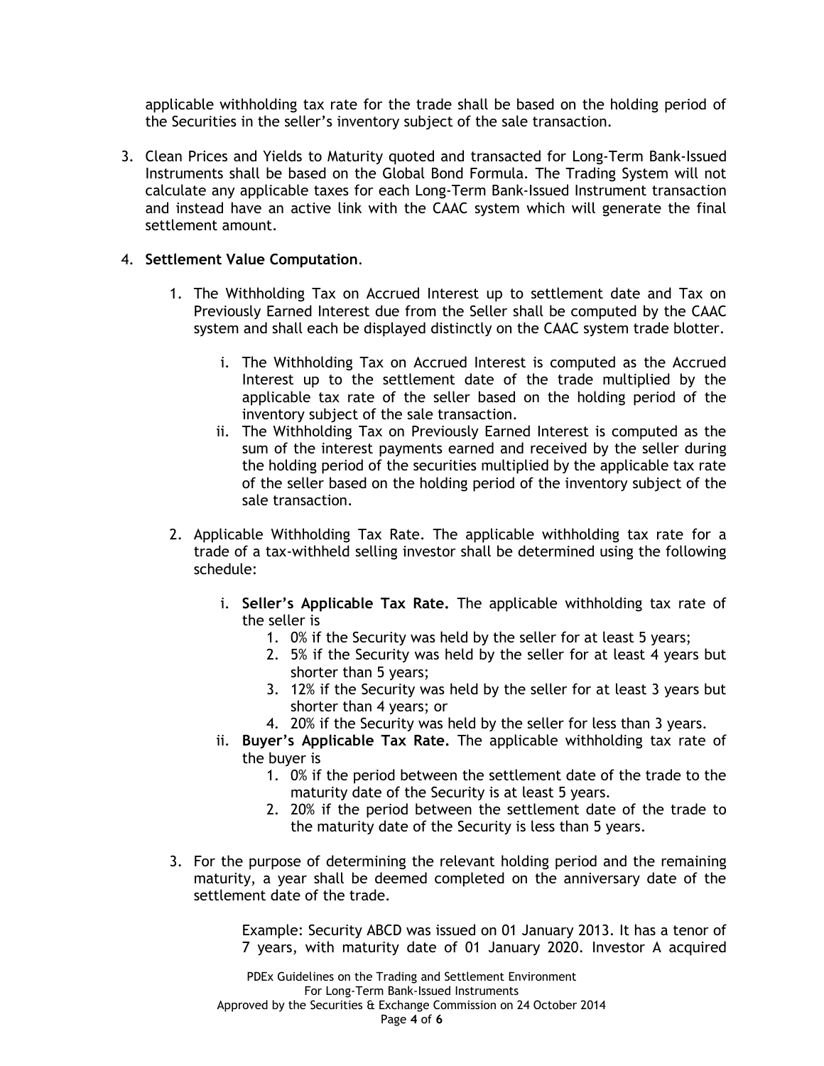applicable withholding tax rate for the trade shall be based on the holding period of the Securities in the seller's inventory subject of the sale transaction.

3. Clean Prices and Yields to Maturity quoted and transacted for Long-Term Bank-Issued Instruments shall be based on the Global Bond Formula. The Trading System will not calculate any applicable taxes for each Long-Term Bank-Issued Instrument transaction and instead have an active link with the CAAC system which will generate the final settlement amount.

4. **Settlement Value Computation**.

   1. The Withholding Tax on Accrued Interest up to settlement date and Tax on Previously Earned Interest due from the Seller shall be computed by the CAAC system and shall each be displayed distinctly on the CAAC system trade blotter.

      i. The Withholding Tax on Accrued Interest is computed as the Accrued Interest up to the settlement date of the trade multiplied by the applicable tax rate of the seller based on the holding period of the inventory subject of the sale transaction.

      ii. The Withholding Tax on Previously Earned Interest is computed as the sum of the interest payments earned and received by the seller during the holding period of the securities multiplied by the applicable tax rate of the seller based on the holding period of the inventory subject of the sale transaction.

   2. Applicable Withholding Tax Rate. The applicable withholding tax rate for a trade of a tax-withheld selling investor shall be determined using the following schedule:

      i. **Seller's Applicable Tax Rate.** The applicable withholding tax rate of the seller is
         1. 0% if the Security was held by the seller for at least 5 years;
         2. 5% if the Security was held by the seller for at least 4 years but shorter than 5 years;
         3. 12% if the Security was held by the seller for at least 3 years but shorter than 4 years; or
         4. 20% if the Security was held by the seller for less than 3 years.

      ii. **Buyer's Applicable Tax Rate.** The applicable withholding tax rate of the buyer is
         1. 0% if the period between the settlement date of the trade to the maturity date of the Security is at least 5 years.
         2. 20% if the period between the settlement date of the trade to the maturity date of the Security is less than 5 years.

   3. For the purpose of determining the relevant holding period and the remaining maturity, a year shall be deemed completed on the anniversary date of the settlement date of the trade.

      Example: Security ABCD was issued on 01 January 2013. It has a tenor of 7 years, with maturity date of 01 January 2020. Investor A acquired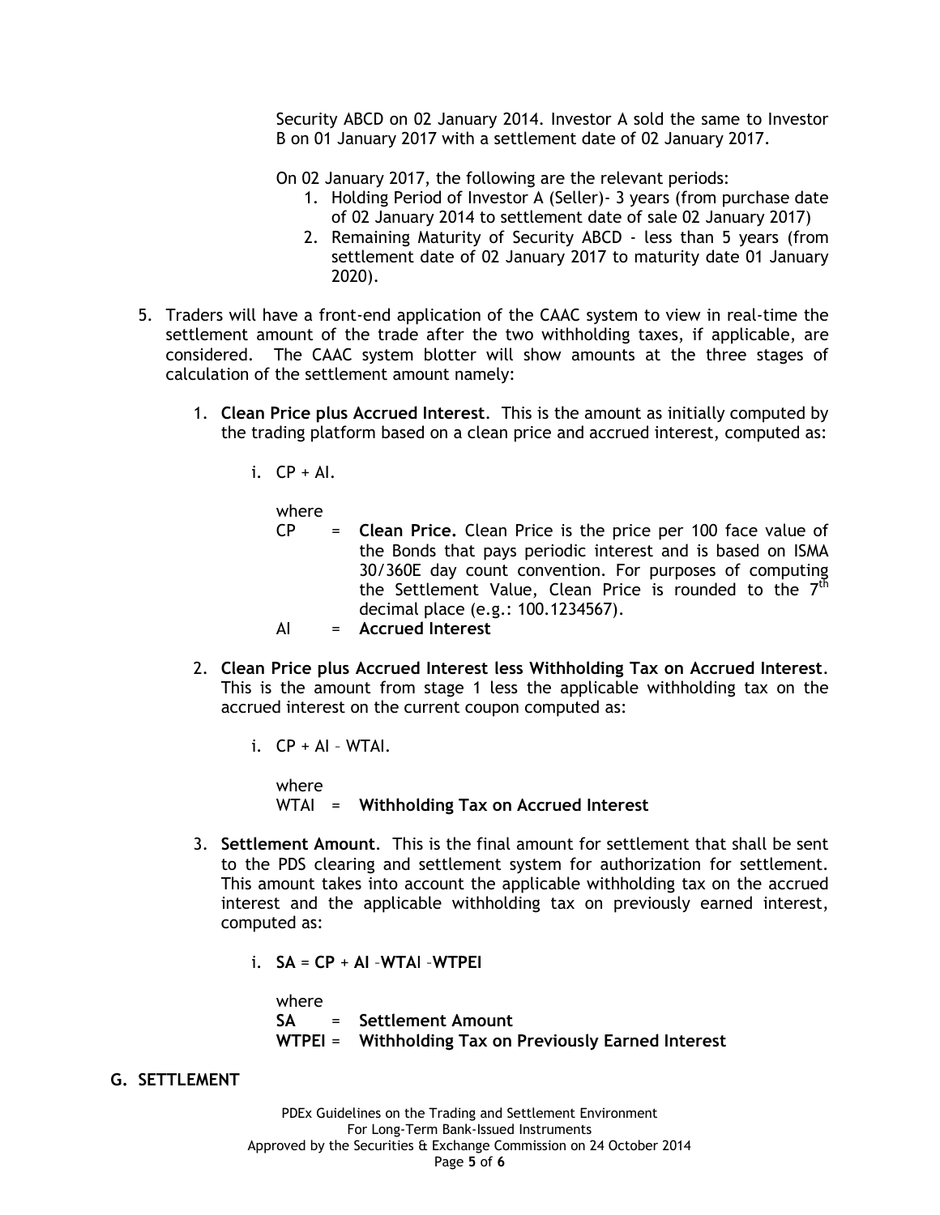Security ABCD on 02 January 2014. Investor A sold the same to Investor B on 01 January 2017 with a settlement date of 02 January 2017.

On 02 January 2017, the following are the relevant periods:

1. Holding Period of Investor A (Seller)- 3 years (from purchase date of 02 January 2014 to settlement date of sale 02 January 2017)
2. Remaining Maturity of Security ABCD - less than 5 years (from settlement date of 02 January 2017 to maturity date 01 January 2020).

5. Traders will have a front-end application of the CAAC system to view in real-time the settlement amount of the trade after the two withholding taxes, if applicable, are considered. The CAAC system blotter will show amounts at the three stages of calculation of the settlement amount namely:

   1. **Clean Price plus Accrued Interest**. This is the amount as initially computed by the trading platform based on a clean price and accrued interest, computed as:

      i. CP + AI.

      where

      CP = **Clean Price.** Clean Price is the price per 100 face value of the Bonds that pays periodic interest and is based on ISMA 30/360E day count convention. For purposes of computing the Settlement Value, Clean Price is rounded to the 7th decimal place (e.g.: 100.1234567).

      AI = **Accrued Interest**

   2. **Clean Price plus Accrued Interest less Withholding Tax on Accrued Interest**. This is the amount from stage 1 less the applicable withholding tax on the accrued interest on the current coupon computed as:

      i. CP + AI – WTAI.

      where

      WTAI = **Withholding Tax on Accrued Interest**

   3. **Settlement Amount**. This is the final amount for settlement that shall be sent to the PDS clearing and settlement system for authorization for settlement. This amount takes into account the applicable withholding tax on the accrued interest and the applicable withholding tax on previously earned interest, computed as:

      i. **SA** = **CP** + **AI** – **WTAI** – **WTPEI**

      where

      **SA** = **Settlement Amount**

      **WTPEI** = **Withholding Tax on Previously Earned Interest**

## G. SETTLEMENT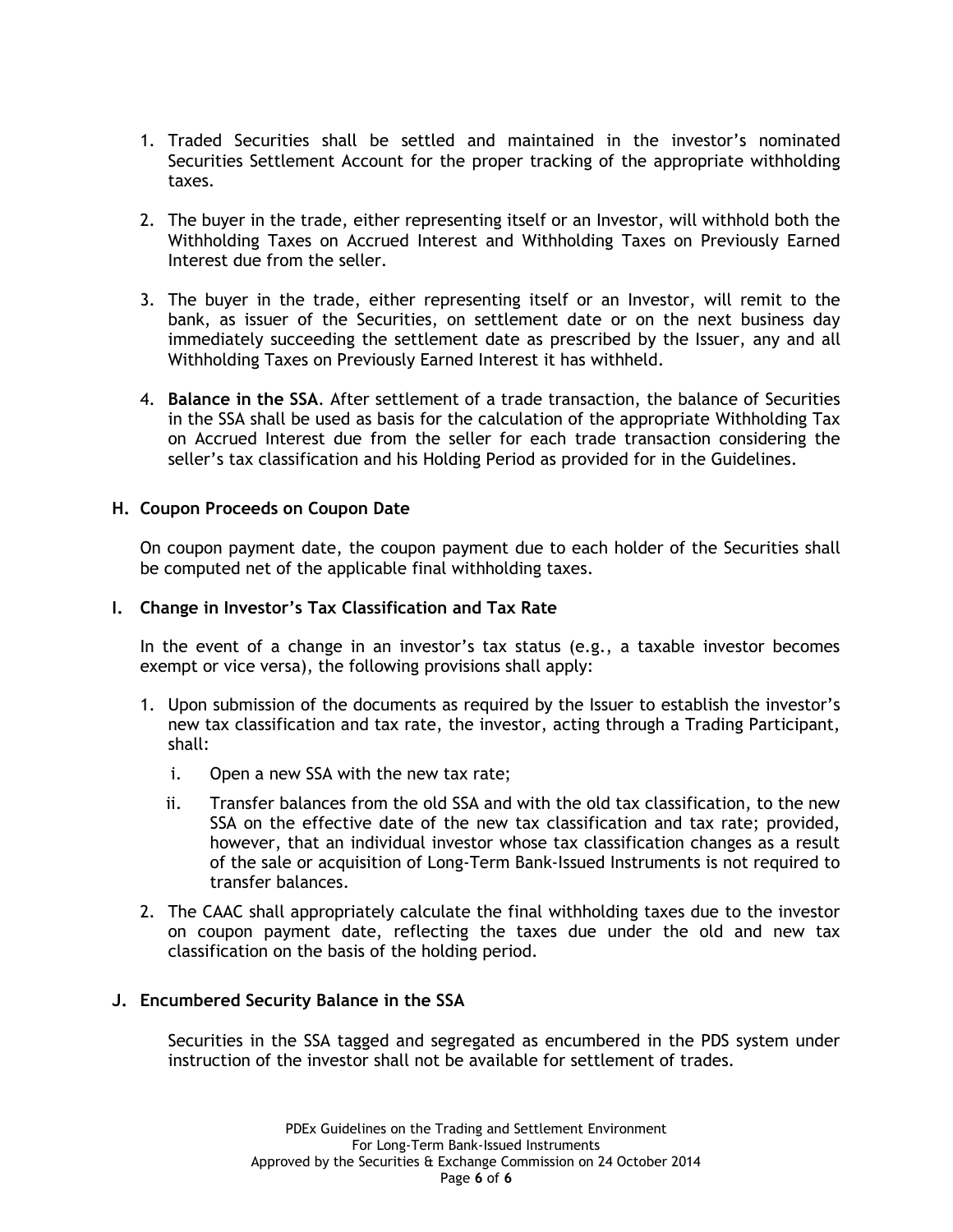1. Traded Securities shall be settled and maintained in the investor's nominated Securities Settlement Account for the proper tracking of the appropriate withholding taxes.

2. The buyer in the trade, either representing itself or an Investor, will withhold both the Withholding Taxes on Accrued Interest and Withholding Taxes on Previously Earned Interest due from the seller.

3. The buyer in the trade, either representing itself or an Investor, will remit to the bank, as issuer of the Securities, on settlement date or on the next business day immediately succeeding the settlement date as prescribed by the Issuer, any and all Withholding Taxes on Previously Earned Interest it has withheld.

4. **Balance in the SSA**. After settlement of a trade transaction, the balance of Securities in the SSA shall be used as basis for the calculation of the appropriate Withholding Tax on Accrued Interest due from the seller for each trade transaction considering the seller's tax classification and his Holding Period as provided for in the Guidelines.

### H. Coupon Proceeds on Coupon Date

On coupon payment date, the coupon payment due to each holder of the Securities shall be computed net of the applicable final withholding taxes.

### I. Change in Investor's Tax Classification and Tax Rate

In the event of a change in an investor's tax status (e.g., a taxable investor becomes exempt or vice versa), the following provisions shall apply:

1. Upon submission of the documents as required by the Issuer to establish the investor's new tax classification and tax rate, the investor, acting through a Trading Participant, shall:
   i. Open a new SSA with the new tax rate;
   ii. Transfer balances from the old SSA and with the old tax classification, to the new SSA on the effective date of the new tax classification and tax rate; provided, however, that an individual investor whose tax classification changes as a result of the sale or acquisition of Long-Term Bank-Issued Instruments is not required to transfer balances.

2. The CAAC shall appropriately calculate the final withholding taxes due to the investor on coupon payment date, reflecting the taxes due under the old and new tax classification on the basis of the holding period.

### J. Encumbered Security Balance in the SSA

Securities in the SSA tagged and segregated as encumbered in the PDS system under instruction of the investor shall not be available for settlement of trades.